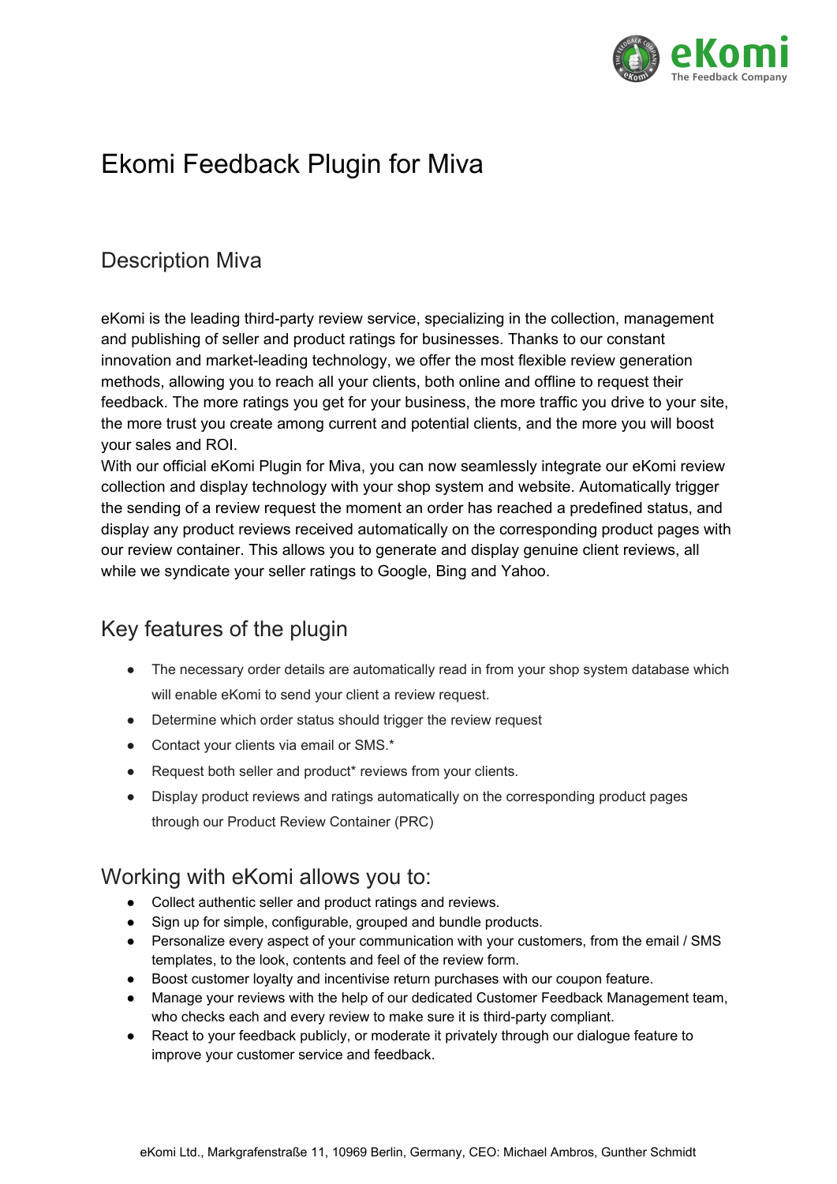# Ekomi Feedback Plugin for Miva

## Description Miva

eKomi is the leading third-party review service, specializing in the collection, management and publishing of seller and product ratings for businesses. Thanks to our constant innovation and market-leading technology, we offer the most flexible review generation methods, allowing you to reach all your clients, both online and offline to request their feedback. The more ratings you get for your business, the more traffic you drive to your site, the more trust you create among current and potential clients, and the more you will boost your sales and ROI.
With our official eKomi Plugin for Miva, you can now seamlessly integrate our eKomi review collection and display technology with your shop system and website. Automatically trigger the sending of a review request the moment an order has reached a predefined status, and display any product reviews received automatically on the corresponding product pages with our review container. This allows you to generate and display genuine client reviews, all while we syndicate your seller ratings to Google, Bing and Yahoo.

## Key features of the plugin

- The necessary order details are automatically read in from your shop system database which will enable eKomi to send your client a review request.
- Determine which order status should trigger the review request
- Contact your clients via email or SMS.*
- Request both seller and product* reviews from your clients.
- Display product reviews and ratings automatically on the corresponding product pages through our Product Review Container (PRC)

## Working with eKomi allows you to:

- Collect authentic seller and product ratings and reviews.
- Sign up for simple, configurable, grouped and bundle products.
- Personalize every aspect of your communication with your customers, from the email / SMS templates, to the look, contents and feel of the review form.
- Boost customer loyalty and incentivise return purchases with our coupon feature.
- Manage your reviews with the help of our dedicated Customer Feedback Management team, who checks each and every review to make sure it is third-party compliant.
- React to your feedback publicly, or moderate it privately through our dialogue feature to improve your customer service and feedback.

eKomi Ltd., Markgrafenstraße 11, 10969 Berlin, Germany, CEO: Michael Ambros, Gunther Schmidt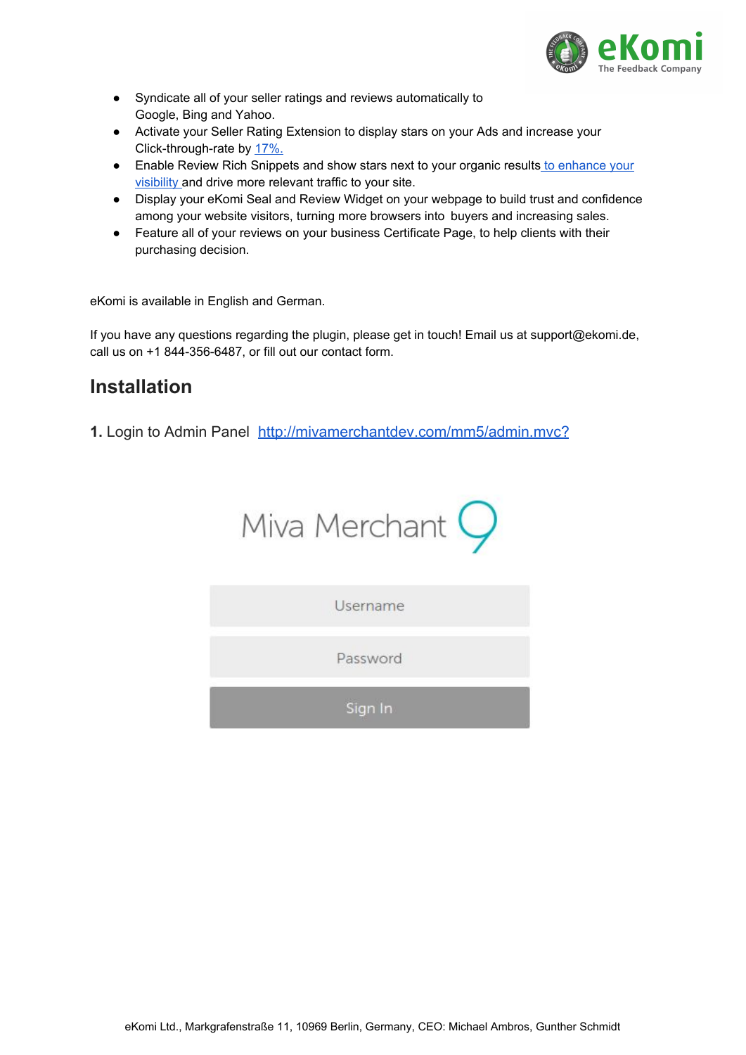- Syndicate all of your seller ratings and reviews automatically to Google, Bing and Yahoo.
- Activate your Seller Rating Extension to display stars on your Ads and increase your Click-through-rate by 17%.
- Enable Review Rich Snippets and show stars next to your organic results to enhance your visibility and drive more relevant traffic to your site.
- Display your eKomi Seal and Review Widget on your webpage to build trust and confidence among your website visitors, turning more browsers into buyers and increasing sales.
- Feature all of your reviews on your business Certificate Page, to help clients with their purchasing decision.

eKomi is available in English and German.

If you have any questions regarding the plugin, please get in touch! Email us at support@ekomi.de, call us on +1 844-356-6487, or fill out our contact form.

## Installation

**1.** Login to Admin Panel http://mivamerchantdev.com/mm5/admin.mvc?

Miva Merchant 9

Username

Password

Sign In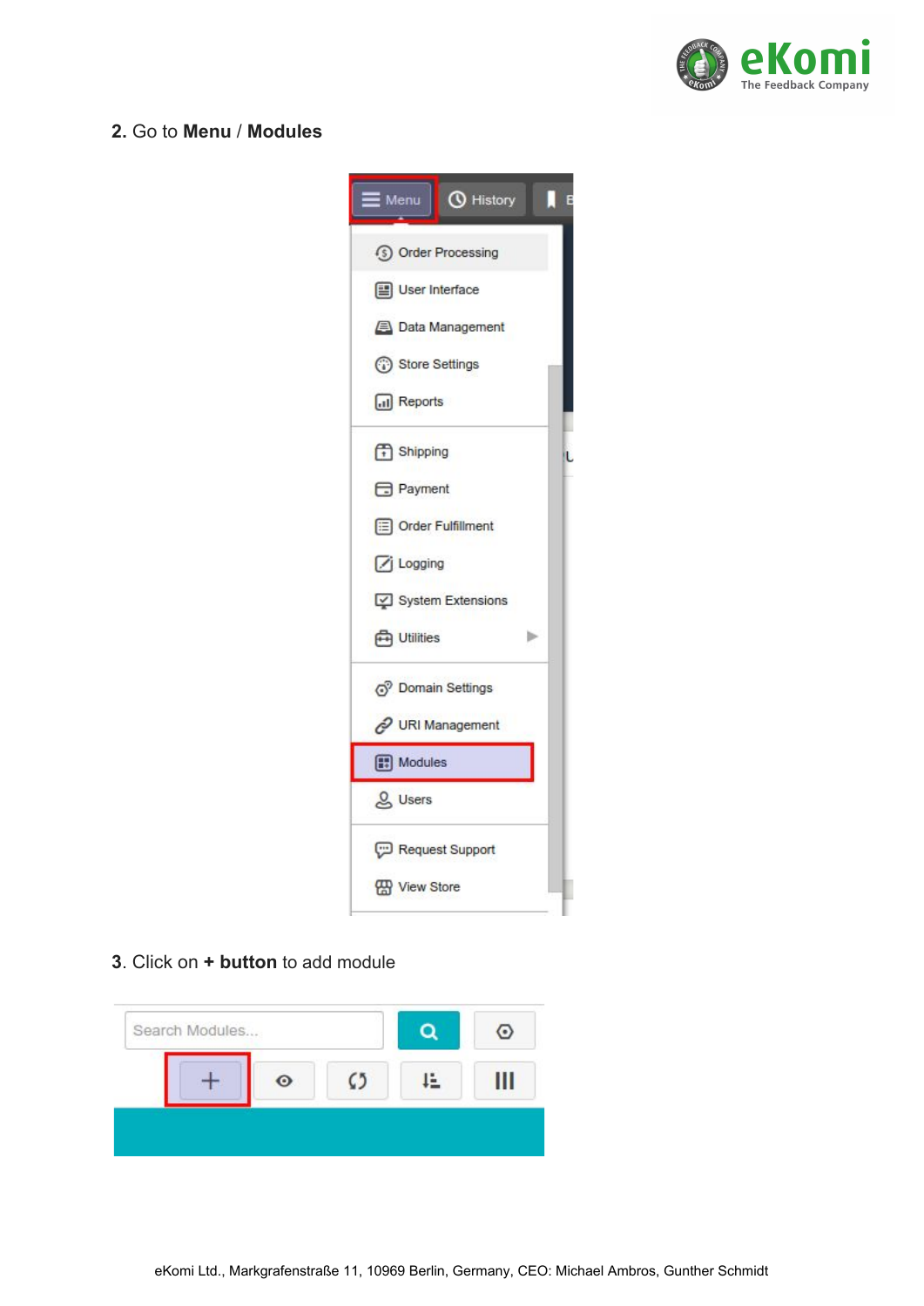**2.** Go to **Menu** / **Modules**

**3**. Click on **+ button** to add module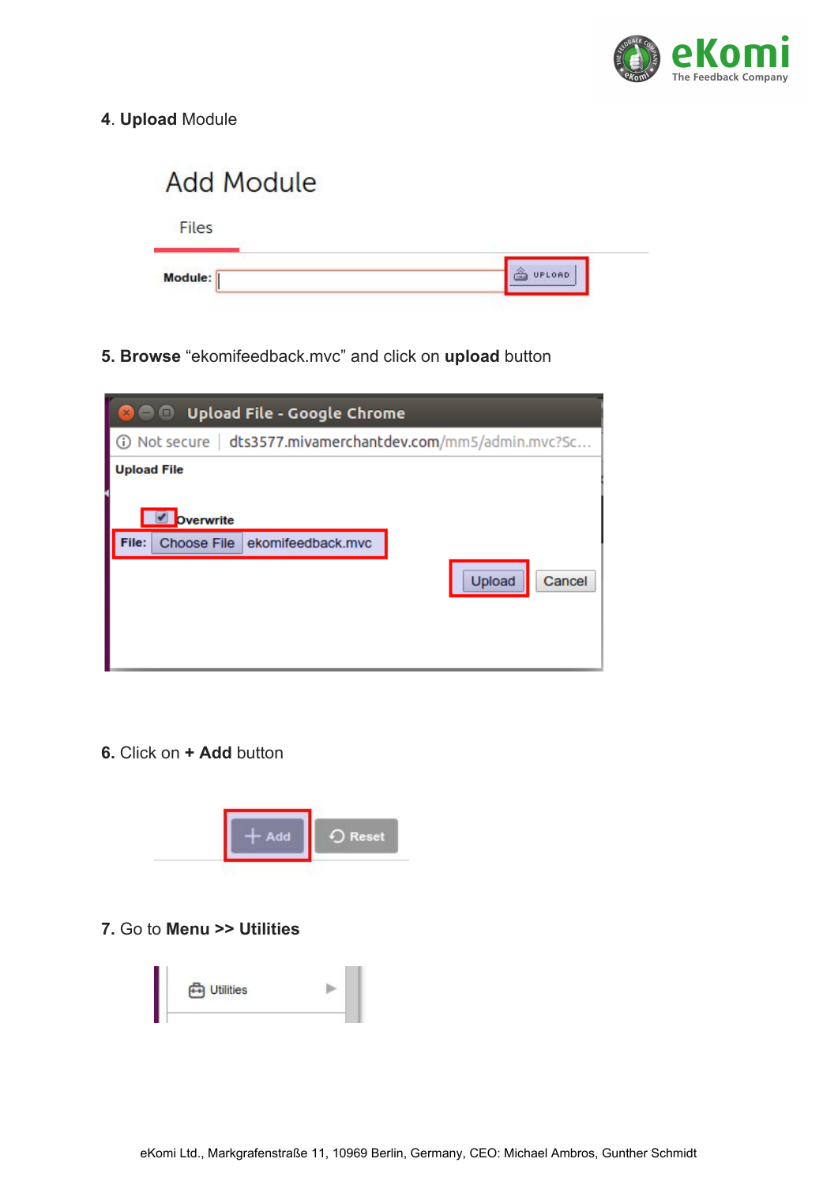4. **Upload** Module

Add Module

Files

**Module:** UPLOAD

5. **Browse** “ekomifeedback.mvc” and click on **upload** button

Upload File - Google Chrome

Not secure | dts3577.mivamerchantdev.com/mm5/admin.mvc?Sc...

**Upload File**

Overwrite

File: Choose File ekomifeedback.mvc

Upload Cancel

6. Click on **+ Add** button

+ Add Reset

7. Go to **Menu >> Utilities**

Utilities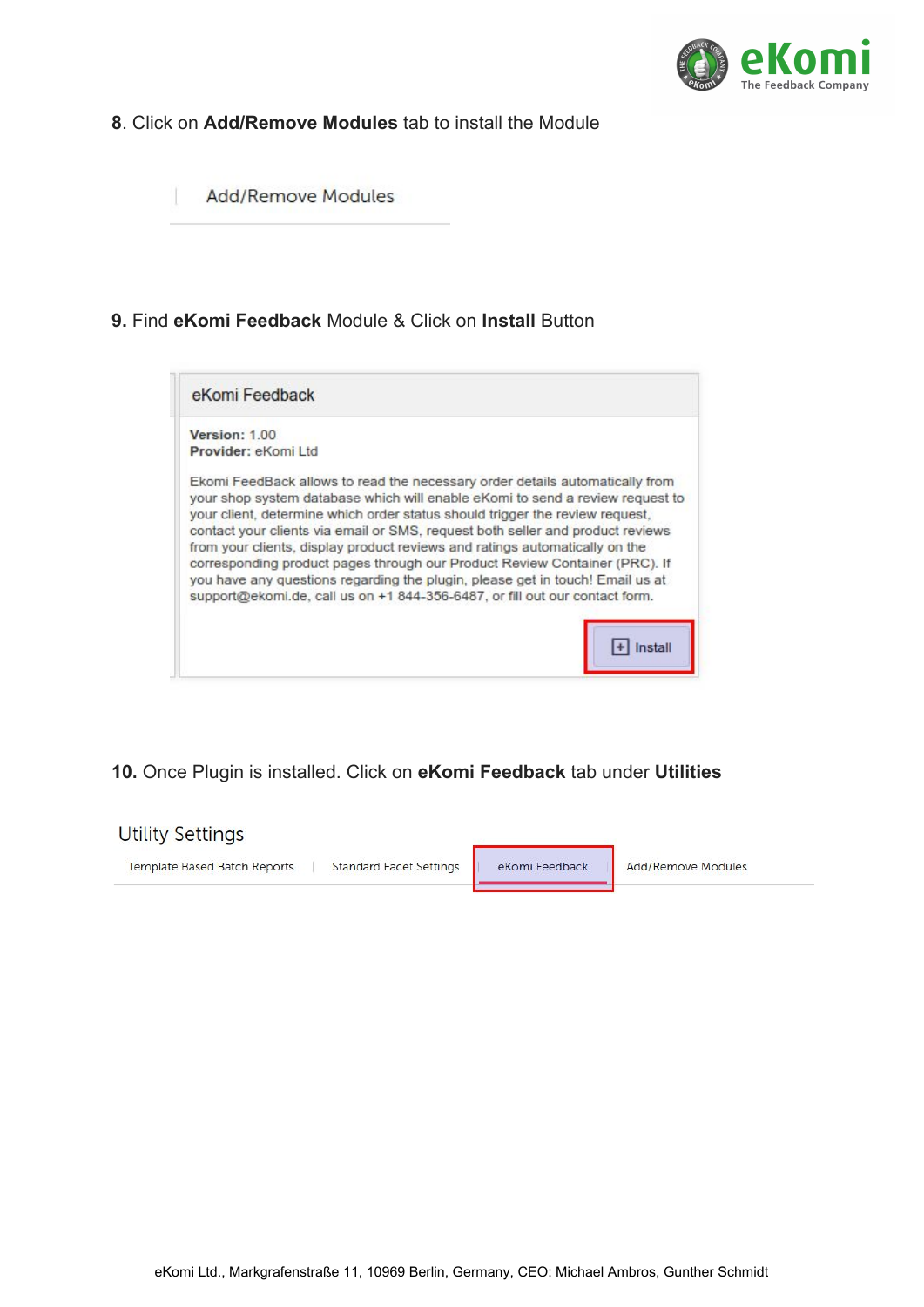8. Click on **Add/Remove Modules** tab to install the Module

Add/Remove Modules

9. Find **eKomi Feedback** Module & Click on **Install** Button

eKomi Feedback

**Version:** 1.00
**Provider:** eKomi Ltd

Ekomi FeedBack allows to read the necessary order details automatically from your shop system database which will enable eKomi to send a review request to your client, determine which order status should trigger the review request, contact your clients via email or SMS, request both seller and product reviews from your clients, display product reviews and ratings automatically on the corresponding product pages through our Product Review Container (PRC). If you have any questions regarding the plugin, please get in touch! Email us at support@ekomi.de, call us on +1 844-356-6487, or fill out our contact form.

Install

10. Once Plugin is installed. Click on **eKomi Feedback** tab under **Utilities**

Utility Settings

Template Based Batch Reports | Standard Facet Settings | eKomi Feedback | Add/Remove Modules

eKomi Ltd., Markgrafenstraße 11, 10969 Berlin, Germany, CEO: Michael Ambros, Gunther Schmidt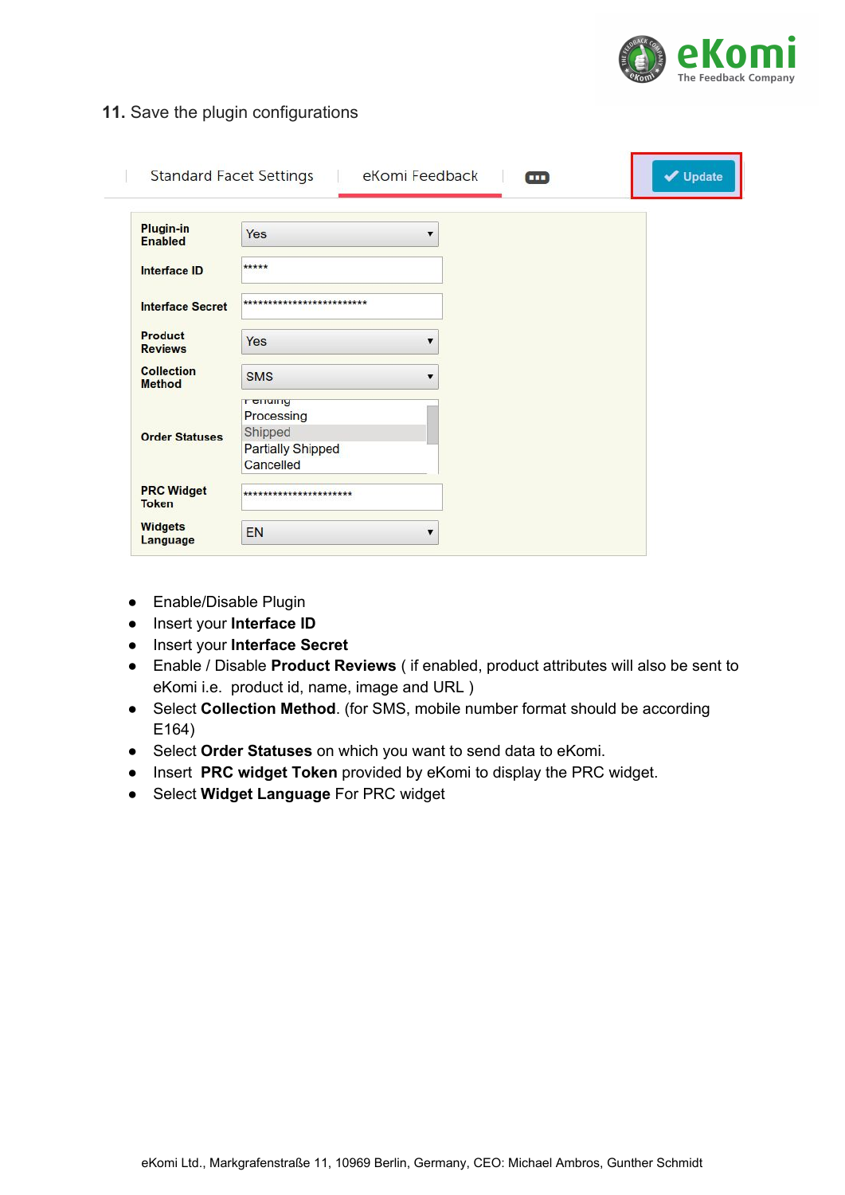**11.** Save the plugin configurations

Standard Facet Settings | eKomi Feedback | Update

| | |
|---|---|
| Plugin-in Enabled | Yes |
| Interface ID | ***** |
| Interface Secret | ************************* |
| Product Reviews | Yes |
| Collection Method | SMS |
| Order Statuses | Pending, Processing, Shipped, Partially Shipped, Cancelled |
| PRC Widget Token | ********************** |
| Widgets Language | EN |

- Enable/Disable Plugin
- Insert your **Interface ID**
- Insert your **Interface Secret**
- Enable / Disable **Product Reviews** ( if enabled, product attributes will also be sent to eKomi i.e. product id, name, image and URL )
- Select **Collection Method**. (for SMS, mobile number format should be according E164)
- Select **Order Statuses** on which you want to send data to eKomi.
- Insert **PRC widget Token** provided by eKomi to display the PRC widget.
- Select **Widget Language** For PRC widget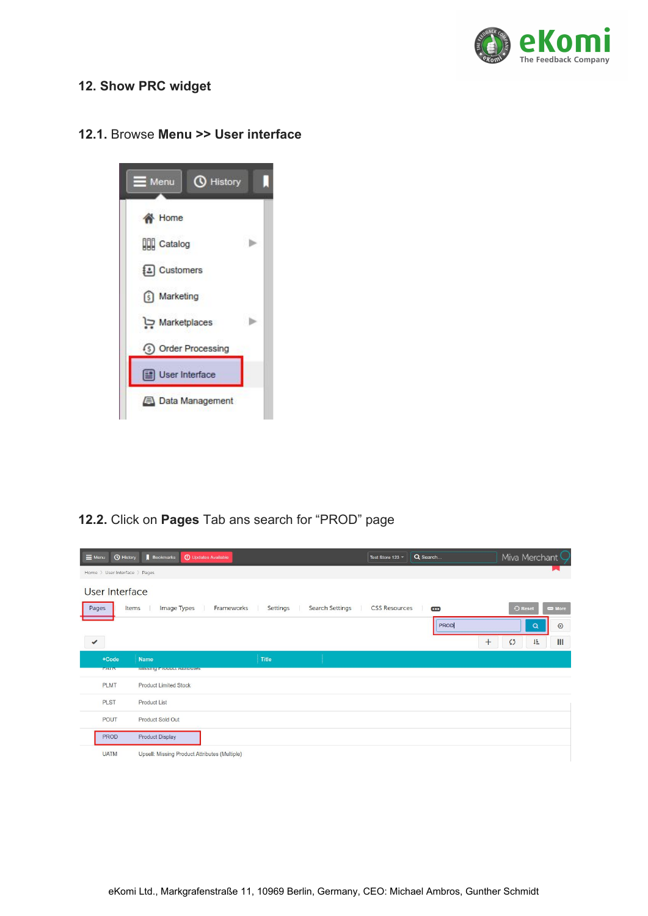## 12. Show PRC widget

**12.1.** Browse **Menu >> User interface**

**12.2.** Click on **Pages** Tab ans search for “PROD” page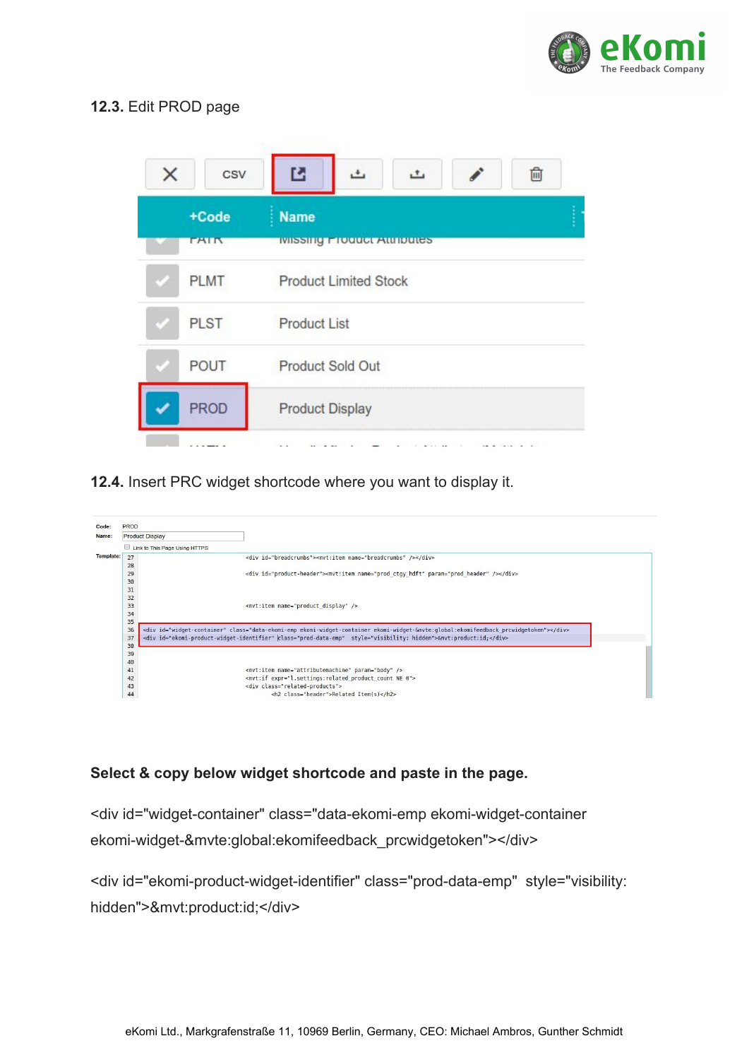**12.3.** Edit PROD page

**12.4.** Insert PRC widget shortcode where you want to display it.

**Select & copy below widget shortcode and paste in the page.**

<div id="widget-container" class="data-ekomi-emp ekomi-widget-container ekomi-widget-&mvte:global:ekomifeedback_prcwidgetoken"></div>

<div id="ekomi-product-widget-identifier" class="prod-data-emp" style="visibility: hidden">&mvt:product:id;</div>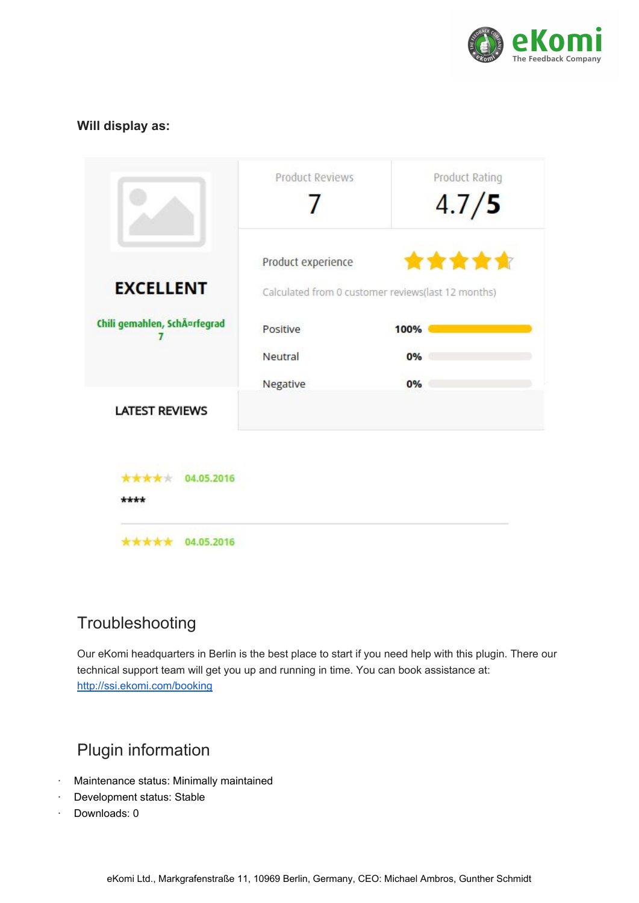**Will display as:**

Product Reviews
7

Product Rating
4.7/5

EXCELLENT

Chili gemahlen, SchÃ¤rfegrad 7

Product experience

Calculated from 0 customer reviews(last 12 months)

Positive 100%

Neutral 0%

Negative 0%

LATEST REVIEWS

04.05.2016

****

04.05.2016

## Troubleshooting

Our eKomi headquarters in Berlin is the best place to start if you need help with this plugin. There our technical support team will get you up and running in time. You can book assistance at: http://ssi.ekomi.com/booking

## Plugin information

- Maintenance status: Minimally maintained
- Development status: Stable
- Downloads: 0

eKomi Ltd., Markgrafenstraße 11, 10969 Berlin, Germany, CEO: Michael Ambros, Gunther Schmidt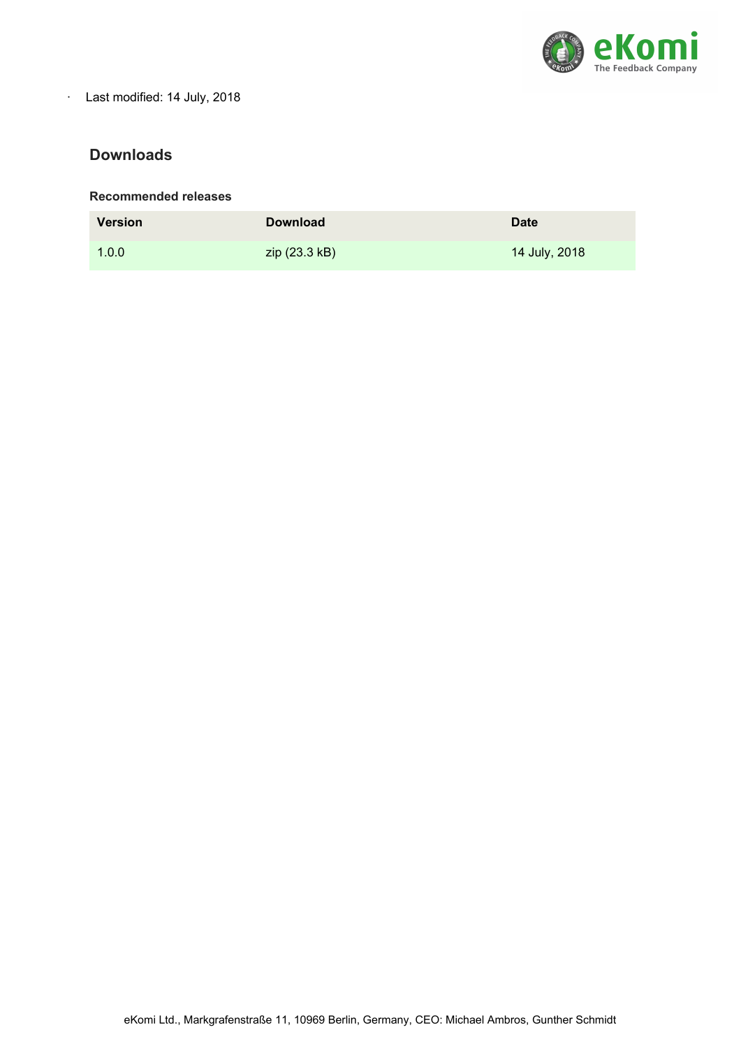- Last modified: 14 July, 2018

## Downloads

### Recommended releases

| Version | Download | Date |
|---|---|---|
| 1.0.0 | zip (23.3 kB) | 14 July, 2018 |